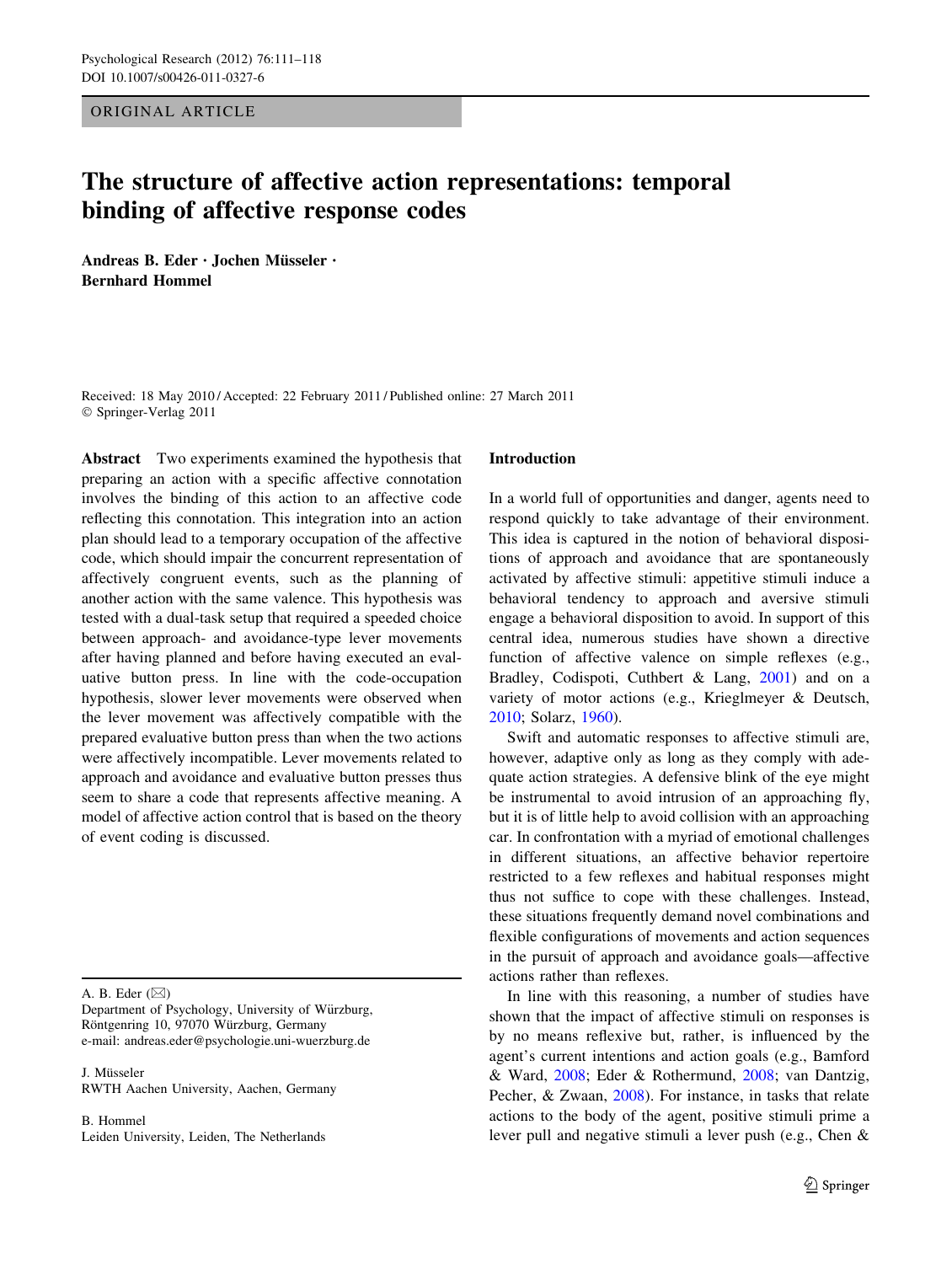ORIGINAL ARTICLE

# The structure of affective action representations: temporal binding of affective response codes

**Andreas B. Eder · Jochen Müsseler · Bernhard Hommel**

Received: 18 May 2010 / Accepted: 22 February 2011 / Published online: 27 March 2011
© Springer-Verlag 2011

**Abstract** Two experiments examined the hypothesis that preparing an action with a specific affective connotation involves the binding of this action to an affective code reflecting this connotation. This integration into an action plan should lead to a temporary occupation of the affective code, which should impair the concurrent representation of affectively congruent events, such as the planning of another action with the same valence. This hypothesis was tested with a dual-task setup that required a speeded choice between approach- and avoidance-type lever movements after having planned and before having executed an evaluative button press. In line with the code-occupation hypothesis, slower lever movements were observed when the lever movement was affectively compatible with the prepared evaluative button press than when the two actions were affectively incompatible. Lever movements related to approach and avoidance and evaluative button presses thus seem to share a code that represents affective meaning. A model of affective action control that is based on the theory of event coding is discussed.

A. B. Eder (✉)
Department of Psychology, University of Würzburg, Röntgenring 10, 97070 Würzburg, Germany
e-mail: andreas.eder@psychologie.uni-wuerzburg.de

J. Müsseler
RWTH Aachen University, Aachen, Germany

B. Hommel
Leiden University, Leiden, The Netherlands

## Introduction

In a world full of opportunities and danger, agents need to respond quickly to take advantage of their environment. This idea is captured in the notion of behavioral dispositions of approach and avoidance that are spontaneously activated by affective stimuli: appetitive stimuli induce a behavioral tendency to approach and aversive stimuli engage a behavioral disposition to avoid. In support of this central idea, numerous studies have shown a directive function of affective valence on simple reflexes (e.g., Bradley, Codispoti, Cuthbert & Lang, 2001) and on a variety of motor actions (e.g., Krieglmeyer & Deutsch, 2010; Solarz, 1960).

Swift and automatic responses to affective stimuli are, however, adaptive only as long as they comply with adequate action strategies. A defensive blink of the eye might be instrumental to avoid intrusion of an approaching fly, but it is of little help to avoid collision with an approaching car. In confrontation with a myriad of emotional challenges in different situations, an affective behavior repertoire restricted to a few reflexes and habitual responses might thus not suffice to cope with these challenges. Instead, these situations frequently demand novel combinations and flexible configurations of movements and action sequences in the pursuit of approach and avoidance goals—affective actions rather than reflexes.

In line with this reasoning, a number of studies have shown that the impact of affective stimuli on responses is by no means reflexive but, rather, is influenced by the agent's current intentions and action goals (e.g., Bamford & Ward, 2008; Eder & Rothermund, 2008; van Dantzig, Pecher, & Zwaan, 2008). For instance, in tasks that relate actions to the body of the agent, positive stimuli prime a lever pull and negative stimuli a lever push (e.g., Chen &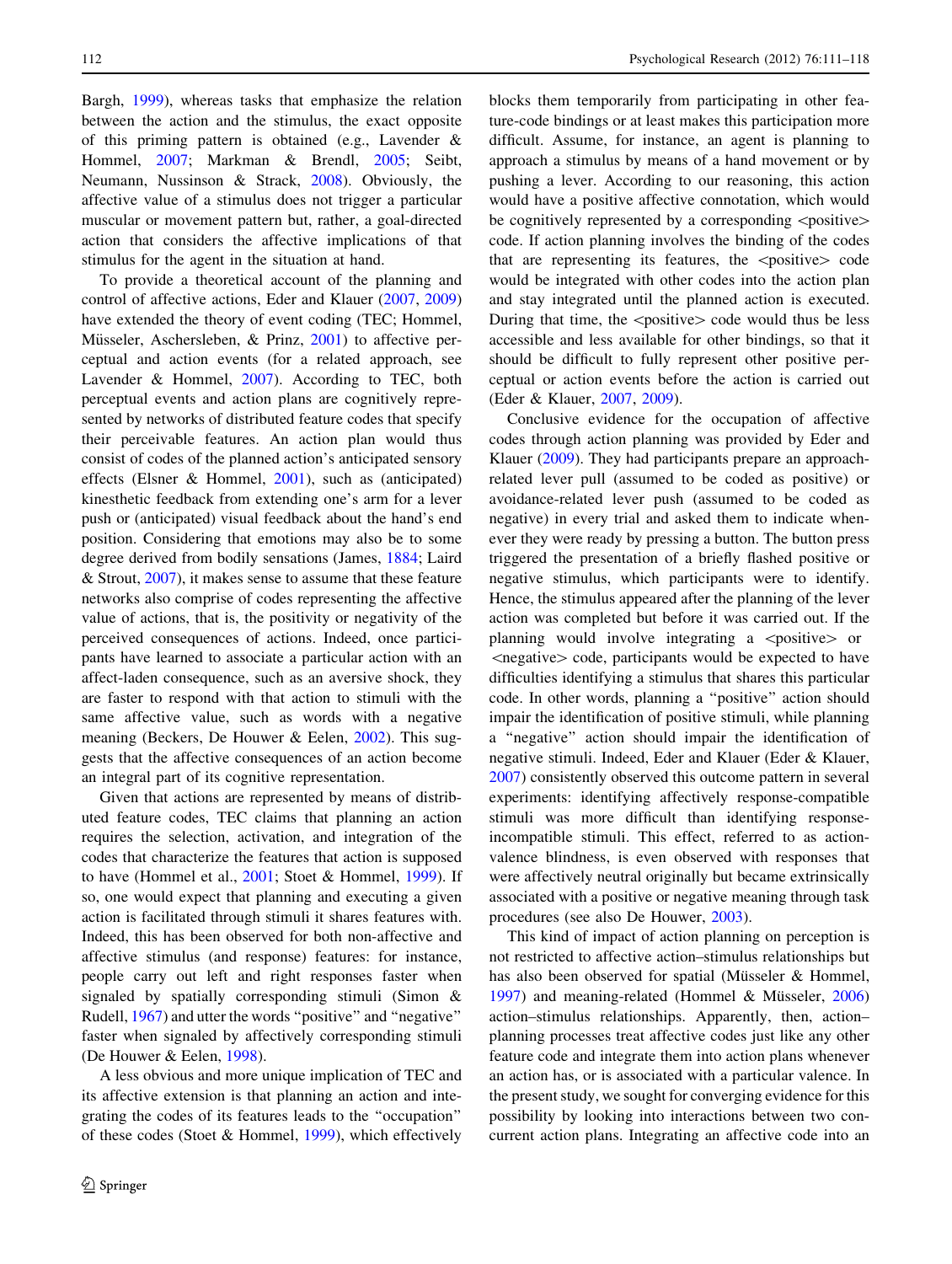Bargh, 1999), whereas tasks that emphasize the relation between the action and the stimulus, the exact opposite of this priming pattern is obtained (e.g., Lavender & Hommel, 2007; Markman & Brendl, 2005; Seibt, Neumann, Nussinson & Strack, 2008). Obviously, the affective value of a stimulus does not trigger a particular muscular or movement pattern but, rather, a goal-directed action that considers the affective implications of that stimulus for the agent in the situation at hand.

To provide a theoretical account of the planning and control of affective actions, Eder and Klauer (2007, 2009) have extended the theory of event coding (TEC; Hommel, Müsseler, Aschersleben, & Prinz, 2001) to affective perceptual and action events (for a related approach, see Lavender & Hommel, 2007). According to TEC, both perceptual events and action plans are cognitively represented by networks of distributed feature codes that specify their perceivable features. An action plan would thus consist of codes of the planned action's anticipated sensory effects (Elsner & Hommel, 2001), such as (anticipated) kinesthetic feedback from extending one's arm for a lever push or (anticipated) visual feedback about the hand's end position. Considering that emotions may also be to some degree derived from bodily sensations (James, 1884; Laird & Strout, 2007), it makes sense to assume that these feature networks also comprise of codes representing the affective value of actions, that is, the positivity or negativity of the perceived consequences of actions. Indeed, once participants have learned to associate a particular action with an affect-laden consequence, such as an aversive shock, they are faster to respond with that action to stimuli with the same affective value, such as words with a negative meaning (Beckers, De Houwer & Eelen, 2002). This suggests that the affective consequences of an action become an integral part of its cognitive representation.

Given that actions are represented by means of distributed feature codes, TEC claims that planning an action requires the selection, activation, and integration of the codes that characterize the features that action is supposed to have (Hommel et al., 2001; Stoet & Hommel, 1999). If so, one would expect that planning and executing a given action is facilitated through stimuli it shares features with. Indeed, this has been observed for both non-affective and affective stimulus (and response) features: for instance, people carry out left and right responses faster when signaled by spatially corresponding stimuli (Simon & Rudell, 1967) and utter the words "positive" and "negative" faster when signaled by affectively corresponding stimuli (De Houwer & Eelen, 1998).

A less obvious and more unique implication of TEC and its affective extension is that planning an action and integrating the codes of its features leads to the "occupation" of these codes (Stoet & Hommel, 1999), which effectively blocks them temporarily from participating in other feature-code bindings or at least makes this participation more difficult. Assume, for instance, an agent is planning to approach a stimulus by means of a hand movement or by pushing a lever. According to our reasoning, this action would have a positive affective connotation, which would be cognitively represented by a corresponding <positive> code. If action planning involves the binding of the codes that are representing its features, the <positive> code would be integrated with other codes into the action plan and stay integrated until the planned action is executed. During that time, the <positive> code would thus be less accessible and less available for other bindings, so that it should be difficult to fully represent other positive perceptual or action events before the action is carried out (Eder & Klauer, 2007, 2009).

Conclusive evidence for the occupation of affective codes through action planning was provided by Eder and Klauer (2009). They had participants prepare an approach-related lever pull (assumed to be coded as positive) or avoidance-related lever push (assumed to be coded as negative) in every trial and asked them to indicate whenever they were ready by pressing a button. The button press triggered the presentation of a briefly flashed positive or negative stimulus, which participants were to identify. Hence, the stimulus appeared after the planning of the lever action was completed but before it was carried out. If the planning would involve integrating a <positive> or <negative> code, participants would be expected to have difficulties identifying a stimulus that shares this particular code. In other words, planning a "positive" action should impair the identification of positive stimuli, while planning a "negative" action should impair the identification of negative stimuli. Indeed, Eder and Klauer (Eder & Klauer, 2007) consistently observed this outcome pattern in several experiments: identifying affectively response-compatible stimuli was more difficult than identifying response-incompatible stimuli. This effect, referred to as action-valence blindness, is even observed with responses that were affectively neutral originally but became extrinsically associated with a positive or negative meaning through task procedures (see also De Houwer, 2003).

This kind of impact of action planning on perception is not restricted to affective action–stimulus relationships but has also been observed for spatial (Müsseler & Hommel, 1997) and meaning-related (Hommel & Müsseler, 2006) action–stimulus relationships. Apparently, then, action–planning processes treat affective codes just like any other feature code and integrate them into action plans whenever an action has, or is associated with a particular valence. In the present study, we sought for converging evidence for this possibility by looking into interactions between two concurrent action plans. Integrating an affective code into an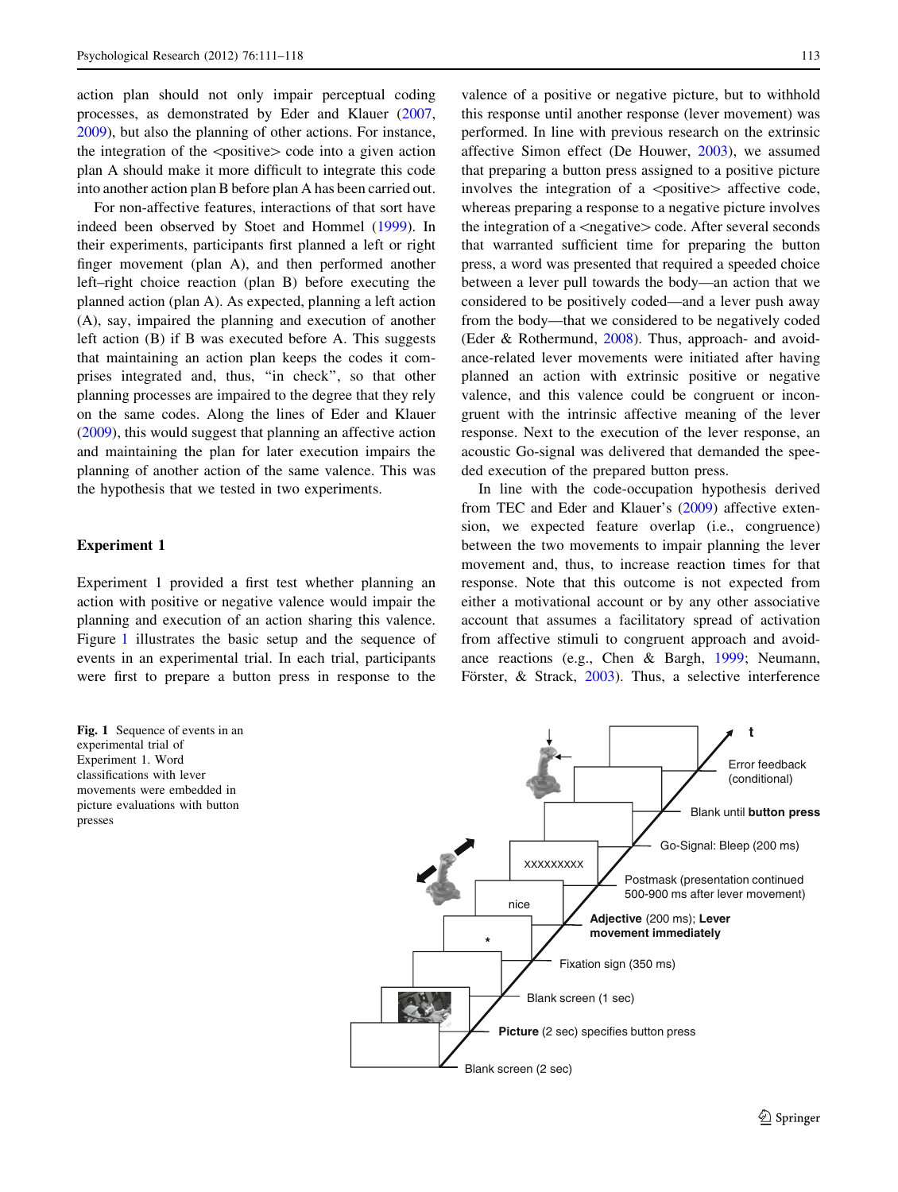action plan should not only impair perceptual coding processes, as demonstrated by Eder and Klauer (2007, 2009), but also the planning of other actions. For instance, the integration of the <positive> code into a given action plan A should make it more difficult to integrate this code into another action plan B before plan A has been carried out.

For non-affective features, interactions of that sort have indeed been observed by Stoet and Hommel (1999). In their experiments, participants first planned a left or right finger movement (plan A), and then performed another left–right choice reaction (plan B) before executing the planned action (plan A). As expected, planning a left action (A), say, impaired the planning and execution of another left action (B) if B was executed before A. This suggests that maintaining an action plan keeps the codes it comprises integrated and, thus, "in check", so that other planning processes are impaired to the degree that they rely on the same codes. Along the lines of Eder and Klauer (2009), this would suggest that planning an affective action and maintaining the plan for later execution impairs the planning of another action of the same valence. This was the hypothesis that we tested in two experiments.

## Experiment 1

Experiment 1 provided a first test whether planning an action with positive or negative valence would impair the planning and execution of an action sharing this valence. Figure 1 illustrates the basic setup and the sequence of events in an experimental trial. In each trial, participants were first to prepare a button press in response to the valence of a positive or negative picture, but to withhold this response until another response (lever movement) was performed. In line with previous research on the extrinsic affective Simon effect (De Houwer, 2003), we assumed that preparing a button press assigned to a positive picture involves the integration of a <positive> affective code, whereas preparing a response to a negative picture involves the integration of a <negative> code. After several seconds that warranted sufficient time for preparing the button press, a word was presented that required a speeded choice between a lever pull towards the body—an action that we considered to be positively coded—and a lever push away from the body—that we considered to be negatively coded (Eder & Rothermund, 2008). Thus, approach- and avoidance-related lever movements were initiated after having planned an action with extrinsic positive or negative valence, and this valence could be congruent or incongruent with the intrinsic affective meaning of the lever response. Next to the execution of the lever response, an acoustic Go-signal was delivered that demanded the speeded execution of the prepared button press.

In line with the code-occupation hypothesis derived from TEC and Eder and Klauer's (2009) affective extension, we expected feature overlap (i.e., congruence) between the two movements to impair planning the lever movement and, thus, to increase reaction times for that response. Note that this outcome is not expected from either a motivational account or by any other associative account that assumes a facilitatory spread of activation from affective stimuli to congruent approach and avoidance reactions (e.g., Chen & Bargh, 1999; Neumann, Förster, & Strack, 2003). Thus, a selective interference

Blank screen (2 sec)

**Picture** (2 sec) specifies button press

Blank screen (1 sec)

Fixation sign (350 ms)

*

nice

**Adjective** (200 ms); **Lever movement immediately**

XXXXXXXXX

Postmask (presentation continued 500-900 ms after lever movement)

Go-Signal: Bleep (200 ms)

Blank until **button press**

Error feedback (conditional)

t

**Fig. 1** Sequence of events in an experimental trial of Experiment 1. Word classifications with lever movements were embedded in picture evaluations with button presses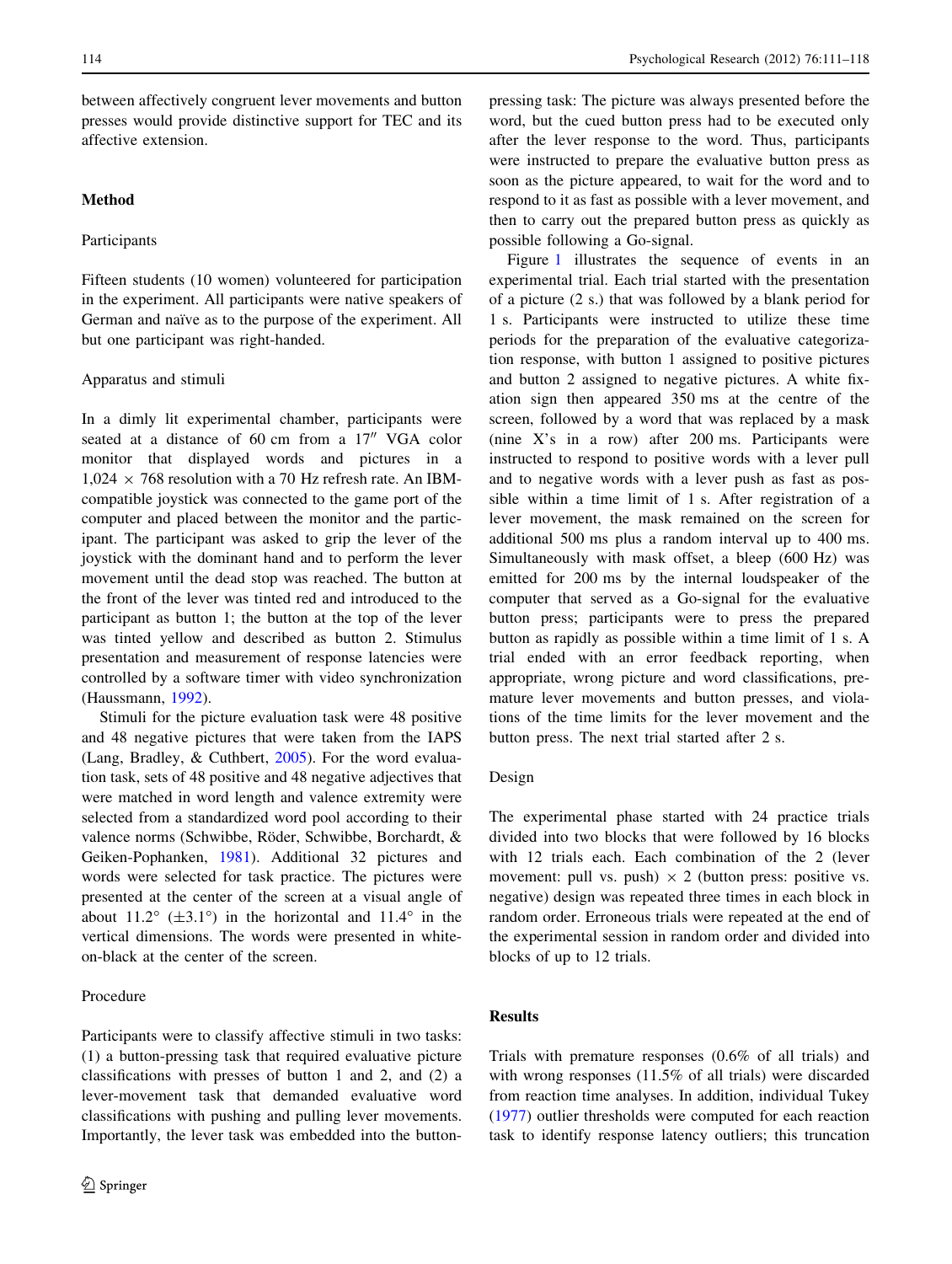between affectively congruent lever movements and button presses would provide distinctive support for TEC and its affective extension.

## Method

### Participants

Fifteen students (10 women) volunteered for participation in the experiment. All participants were native speakers of German and naïve as to the purpose of the experiment. All but one participant was right-handed.

### Apparatus and stimuli

In a dimly lit experimental chamber, participants were seated at a distance of 60 cm from a 17″ VGA color monitor that displayed words and pictures in a $1{,}024 \times 768$ resolution with a 70 Hz refresh rate. An IBM-compatible joystick was connected to the game port of the computer and placed between the monitor and the participant. The participant was asked to grip the lever of the joystick with the dominant hand and to perform the lever movement until the dead stop was reached. The button at the front of the lever was tinted red and introduced to the participant as button 1; the button at the top of the lever was tinted yellow and described as button 2. Stimulus presentation and measurement of response latencies were controlled by a software timer with video synchronization (Haussmann, 1992).

Stimuli for the picture evaluation task were 48 positive and 48 negative pictures that were taken from the IAPS (Lang, Bradley, & Cuthbert, 2005). For the word evaluation task, sets of 48 positive and 48 negative adjectives that were matched in word length and valence extremity were selected from a standardized word pool according to their valence norms (Schwibbe, Röder, Schwibbe, Borchardt, & Geiken-Pophanken, 1981). Additional 32 pictures and words were selected for task practice. The pictures were presented at the center of the screen at a visual angle of about 11.2° (±3.1°) in the horizontal and 11.4° in the vertical dimensions. The words were presented in white-on-black at the center of the screen.

### Procedure

Participants were to classify affective stimuli in two tasks: (1) a button-pressing task that required evaluative picture classifications with presses of button 1 and 2, and (2) a lever-movement task that demanded evaluative word classifications with pushing and pulling lever movements. Importantly, the lever task was embedded into the button-pressing task: The picture was always presented before the word, but the cued button press had to be executed only after the lever response to the word. Thus, participants were instructed to prepare the evaluative button press as soon as the picture appeared, to wait for the word and to respond to it as fast as possible with a lever movement, and then to carry out the prepared button press as quickly as possible following a Go-signal.

Figure 1 illustrates the sequence of events in an experimental trial. Each trial started with the presentation of a picture (2 s.) that was followed by a blank period for 1 s. Participants were instructed to utilize these time periods for the preparation of the evaluative categorization response, with button 1 assigned to positive pictures and button 2 assigned to negative pictures. A white fixation sign then appeared 350 ms at the centre of the screen, followed by a word that was replaced by a mask (nine X's in a row) after 200 ms. Participants were instructed to respond to positive words with a lever pull and to negative words with a lever push as fast as possible within a time limit of 1 s. After registration of a lever movement, the mask remained on the screen for additional 500 ms plus a random interval up to 400 ms. Simultaneously with mask offset, a bleep (600 Hz) was emitted for 200 ms by the internal loudspeaker of the computer that served as a Go-signal for the evaluative button press; participants were to press the prepared button as rapidly as possible within a time limit of 1 s. A trial ended with an error feedback reporting, when appropriate, wrong picture and word classifications, premature lever movements and button presses, and violations of the time limits for the lever movement and the button press. The next trial started after 2 s.

### Design

The experimental phase started with 24 practice trials divided into two blocks that were followed by 16 blocks with 12 trials each. Each combination of the 2 (lever movement: pull vs. push) $\times$ 2 (button press: positive vs. negative) design was repeated three times in each block in random order. Erroneous trials were repeated at the end of the experimental session in random order and divided into blocks of up to 12 trials.

## Results

Trials with premature responses (0.6% of all trials) and with wrong responses (11.5% of all trials) were discarded from reaction time analyses. In addition, individual Tukey (1977) outlier thresholds were computed for each reaction task to identify response latency outliers; this truncation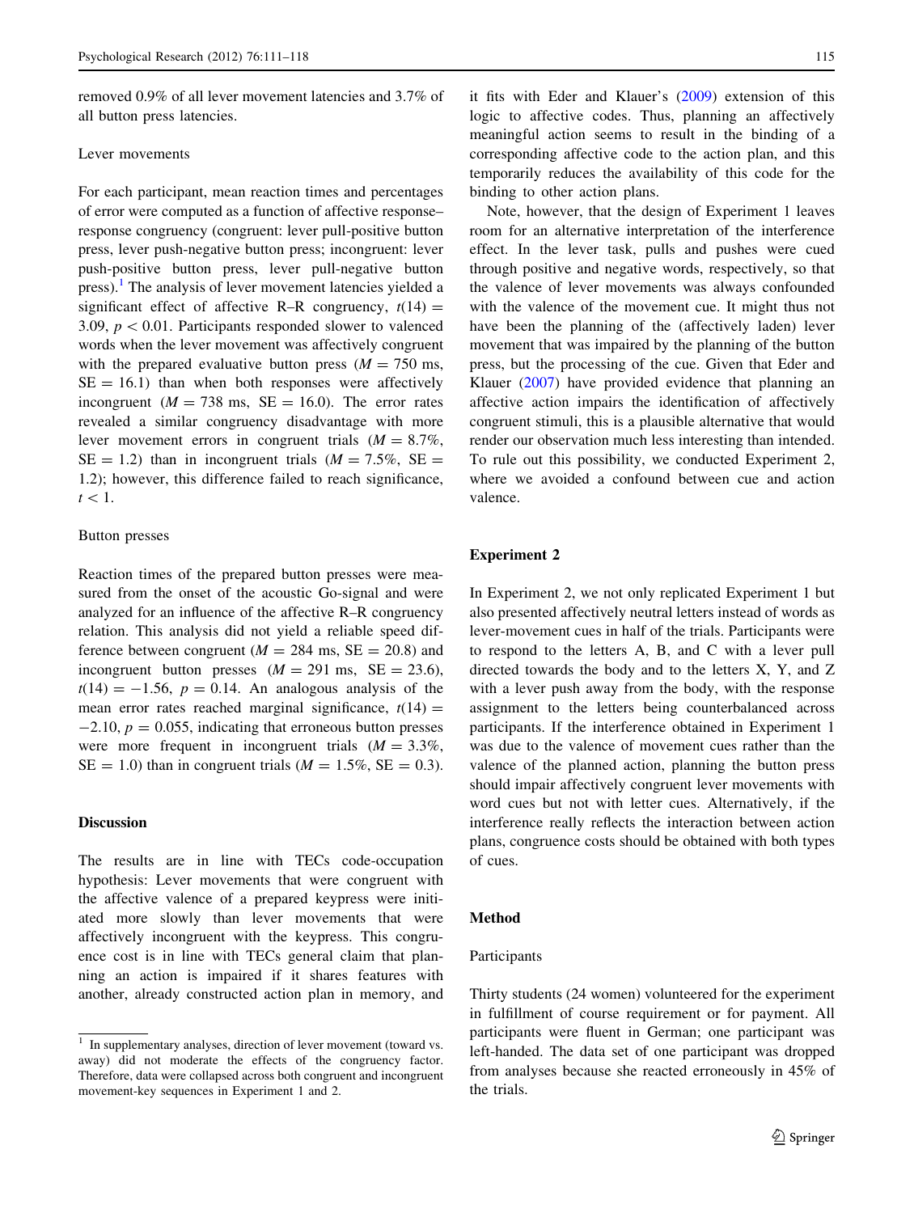removed 0.9% of all lever movement latencies and 3.7% of all button press latencies.

### Lever movements

For each participant, mean reaction times and percentages of error were computed as a function of affective response–response congruency (congruent: lever pull-positive button press, lever push-negative button press; incongruent: lever push-positive button press, lever pull-negative button press).[1] The analysis of lever movement latencies yielded a significant effect of affective R–R congruency, $t(14) = 3.09$, $p < 0.01$. Participants responded slower to valenced words when the lever movement was affectively congruent with the prepared evaluative button press ($M = 750$ ms, $SE = 16.1$) than when both responses were affectively incongruent ($M = 738$ ms, $SE = 16.0$). The error rates revealed a similar congruency disadvantage with more lever movement errors in congruent trials ($M = 8.7\%$, $SE = 1.2$) than in incongruent trials ($M = 7.5\%$, $SE = 1.2$); however, this difference failed to reach significance, $t < 1$.

### Button presses

Reaction times of the prepared button presses were measured from the onset of the acoustic Go-signal and were analyzed for an influence of the affective R–R congruency relation. This analysis did not yield a reliable speed difference between congruent ($M = 284$ ms, $SE = 20.8$) and incongruent button presses ($M = 291$ ms, $SE = 23.6$), $t(14) = -1.56$, $p = 0.14$. An analogous analysis of the mean error rates reached marginal significance, $t(14) = -2.10$, $p = 0.055$, indicating that erroneous button presses were more frequent in incongruent trials ($M = 3.3\%$, $SE = 1.0$) than in congruent trials ($M = 1.5\%$, $SE = 0.3$).

## Discussion

The results are in line with TECs code-occupation hypothesis: Lever movements that were congruent with the affective valence of a prepared keypress were initiated more slowly than lever movements that were affectively incongruent with the keypress. This congruence cost is in line with TECs general claim that planning an action is impaired if it shares features with another, already constructed action plan in memory, and it fits with Eder and Klauer's (2009) extension of this logic to affective codes. Thus, planning an affectively meaningful action seems to result in the binding of a corresponding affective code to the action plan, and this temporarily reduces the availability of this code for the binding to other action plans.

Note, however, that the design of Experiment 1 leaves room for an alternative interpretation of the interference effect. In the lever task, pulls and pushes were cued through positive and negative words, respectively, so that the valence of lever movements was always confounded with the valence of the movement cue. It might thus not have been the planning of the (affectively laden) lever movement that was impaired by the planning of the button press, but the processing of the cue. Given that Eder and Klauer (2007) have provided evidence that planning an affective action impairs the identification of affectively congruent stimuli, this is a plausible alternative that would render our observation much less interesting than intended. To rule out this possibility, we conducted Experiment 2, where we avoided a confound between cue and action valence.

## Experiment 2

In Experiment 2, we not only replicated Experiment 1 but also presented affectively neutral letters instead of words as lever-movement cues in half of the trials. Participants were to respond to the letters A, B, and C with a lever pull directed towards the body and to the letters X, Y, and Z with a lever push away from the body, with the response assignment to the letters being counterbalanced across participants. If the interference obtained in Experiment 1 was due to the valence of movement cues rather than the valence of the planned action, planning the button press should impair affectively congruent lever movements with word cues but not with letter cues. Alternatively, if the interference really reflects the interaction between action plans, congruence costs should be obtained with both types of cues.

## Method

### Participants

Thirty students (24 women) volunteered for the experiment in fulfillment of course requirement or for payment. All participants were fluent in German; one participant was left-handed. The data set of one participant was dropped from analyses because she reacted erroneously in 45% of the trials.

---

[1] In supplementary analyses, direction of lever movement (toward vs. away) did not moderate the effects of the congruency factor. Therefore, data were collapsed across both congruent and incongruent movement-key sequences in Experiment 1 and 2.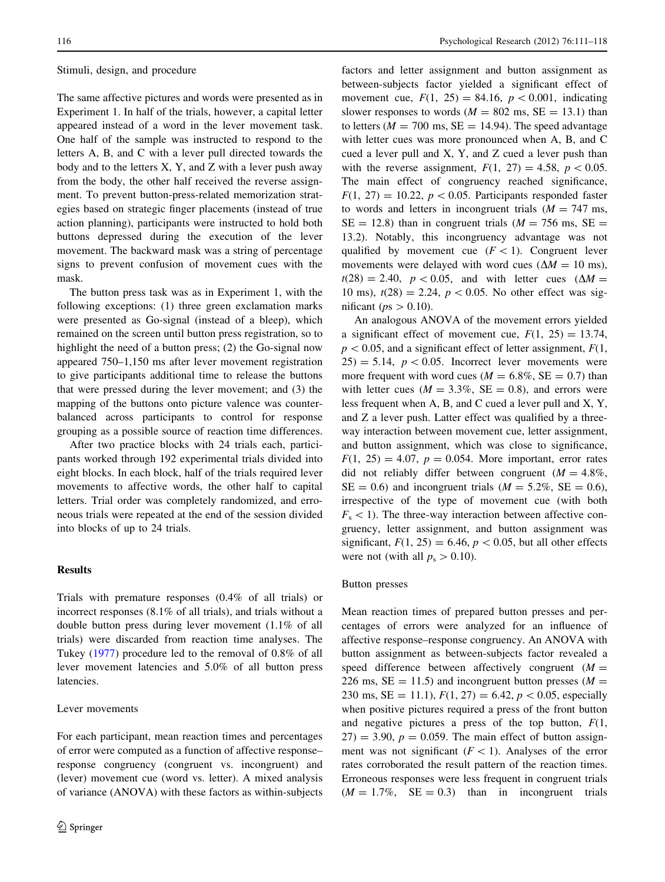### Stimuli, design, and procedure

The same affective pictures and words were presented as in Experiment 1. In half of the trials, however, a capital letter appeared instead of a word in the lever movement task. One half of the sample was instructed to respond to the letters A, B, and C with a lever pull directed towards the body and to the letters X, Y, and Z with a lever push away from the body, the other half received the reverse assignment. To prevent button-press-related memorization strategies based on strategic finger placements (instead of true action planning), participants were instructed to hold both buttons depressed during the execution of the lever movement. The backward mask was a string of percentage signs to prevent confusion of movement cues with the mask.

The button press task was as in Experiment 1, with the following exceptions: (1) three green exclamation marks were presented as Go-signal (instead of a bleep), which remained on the screen until button press registration, so to highlight the need of a button press; (2) the Go-signal now appeared 750–1,150 ms after lever movement registration to give participants additional time to release the buttons that were pressed during the lever movement; and (3) the mapping of the buttons onto picture valence was counterbalanced across participants to control for response grouping as a possible source of reaction time differences.

After two practice blocks with 24 trials each, participants worked through 192 experimental trials divided into eight blocks. In each block, half of the trials required lever movements to affective words, the other half to capital letters. Trial order was completely randomized, and erroneous trials were repeated at the end of the session divided into blocks of up to 24 trials.

## Results

Trials with premature responses (0.4% of all trials) or incorrect responses (8.1% of all trials), and trials without a double button press during lever movement (1.1% of all trials) were discarded from reaction time analyses. The Tukey (1977) procedure led to the removal of 0.8% of all lever movement latencies and 5.0% of all button press latencies.

### Lever movements

For each participant, mean reaction times and percentages of error were computed as a function of affective response–response congruency (congruent vs. incongruent) and (lever) movement cue (word vs. letter). A mixed analysis of variance (ANOVA) with these factors as within-subjects factors and letter assignment and button assignment as between-subjects factor yielded a significant effect of movement cue, $F(1, 25) = 84.16$, $p < 0.001$, indicating slower responses to words ($M = 802$ ms, $SE = 13.1$) than to letters ($M = 700$ ms, $SE = 14.94$). The speed advantage with letter cues was more pronounced when A, B, and C cued a lever pull and X, Y, and Z cued a lever push than with the reverse assignment, $F(1, 27) = 4.58$, $p < 0.05$. The main effect of congruency reached significance, $F(1, 27) = 10.22$, $p < 0.05$. Participants responded faster to words and letters in incongruent trials ($M = 747$ ms, $SE = 12.8$) than in congruent trials ($M = 756$ ms, $SE = 13.2$). Notably, this incongruency advantage was not qualified by movement cue ($F < 1$). Congruent lever movements were delayed with word cues ($\Delta M = 10$ ms), $t(28) = 2.40$, $p < 0.05$, and with letter cues ($\Delta M = 10$ ms), $t(28) = 2.24$, $p < 0.05$. No other effect was significant ($ps > 0.10$).

An analogous ANOVA of the movement errors yielded a significant effect of movement cue, $F(1, 25) = 13.74$, $p < 0.05$, and a significant effect of letter assignment, $F(1, 25) = 5.14$, $p < 0.05$. Incorrect lever movements were more frequent with word cues ($M = 6.8\%$, $SE = 0.7$) than with letter cues ($M = 3.3\%$, $SE = 0.8$), and errors were less frequent when A, B, and C cued a lever pull and X, Y, and Z a lever push. Latter effect was qualified by a three-way interaction between movement cue, letter assignment, and button assignment, which was close to significance, $F(1, 25) = 4.07$, $p = 0.054$. More important, error rates did not reliably differ between congruent ($M = 4.8\%$, $SE = 0.6$) and incongruent trials ($M = 5.2\%$, $SE = 0.6$), irrespective of the type of movement cue (with both $F_s < 1$). The three-way interaction between affective congruency, letter assignment, and button assignment was significant, $F(1, 25) = 6.46$, $p < 0.05$, but all other effects were not (with all $p_s > 0.10$).

### Button presses

Mean reaction times of prepared button presses and percentages of errors were analyzed for an influence of affective response–response congruency. An ANOVA with button assignment as between-subjects factor revealed a speed difference between affectively congruent ($M = 226$ ms, $SE = 11.5$) and incongruent button presses ($M = 230$ ms, $SE = 11.1$), $F(1, 27) = 6.42$, $p < 0.05$, especially when positive pictures required a press of the front button and negative pictures a press of the top button, $F(1, 27) = 3.90$, $p = 0.059$. The main effect of button assignment was not significant ($F < 1$). Analyses of the error rates corroborated the result pattern of the reaction times. Erroneous responses were less frequent in congruent trials ($M = 1.7\%$, $SE = 0.3$) than in incongruent trials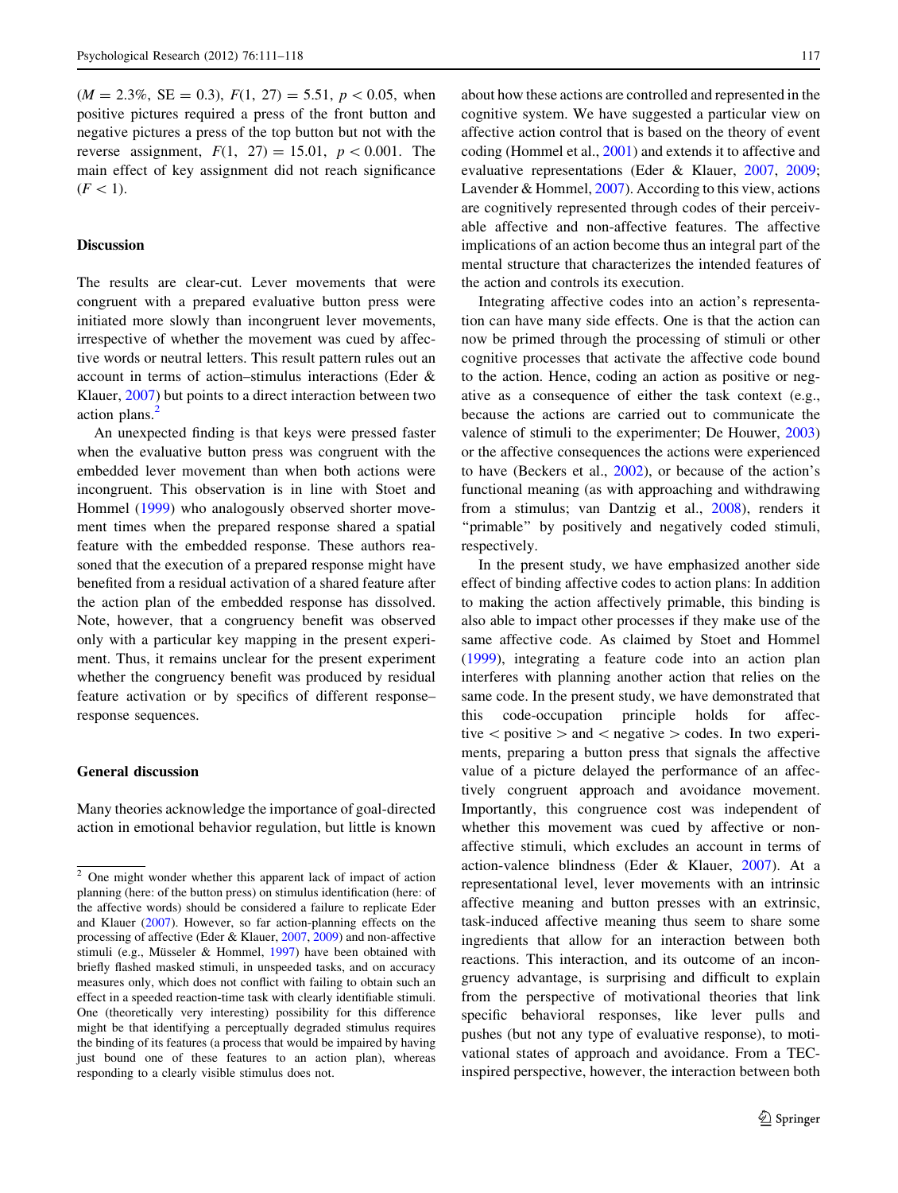($M = 2.3\%$, SE = 0.3), $F(1, 27) = 5.51$, $p < 0.05$, when positive pictures required a press of the front button and negative pictures a press of the top button but not with the reverse assignment, $F(1, 27) = 15.01$, $p < 0.001$. The main effect of key assignment did not reach significance ($F < 1$).

## Discussion

The results are clear-cut. Lever movements that were congruent with a prepared evaluative button press were initiated more slowly than incongruent lever movements, irrespective of whether the movement was cued by affective words or neutral letters. This result pattern rules out an account in terms of action–stimulus interactions (Eder & Klauer, 2007) but points to a direct interaction between two action plans.[2]

An unexpected finding is that keys were pressed faster when the evaluative button press was congruent with the embedded lever movement than when both actions were incongruent. This observation is in line with Stoet and Hommel (1999) who analogously observed shorter movement times when the prepared response shared a spatial feature with the embedded response. These authors reasoned that the execution of a prepared response might have benefited from a residual activation of a shared feature after the action plan of the embedded response has dissolved. Note, however, that a congruency benefit was observed only with a particular key mapping in the present experiment. Thus, it remains unclear for the present experiment whether the congruency benefit was produced by residual feature activation or by specifics of different response–response sequences.

## General discussion

Many theories acknowledge the importance of goal-directed action in emotional behavior regulation, but little is known about how these actions are controlled and represented in the cognitive system. We have suggested a particular view on affective action control that is based on the theory of event coding (Hommel et al., 2001) and extends it to affective and evaluative representations (Eder & Klauer, 2007, 2009; Lavender & Hommel, 2007). According to this view, actions are cognitively represented through codes of their perceivable affective and non-affective features. The affective implications of an action become thus an integral part of the mental structure that characterizes the intended features of the action and controls its execution.

Integrating affective codes into an action's representation can have many side effects. One is that the action can now be primed through the processing of stimuli or other cognitive processes that activate the affective code bound to the action. Hence, coding an action as positive or negative as a consequence of either the task context (e.g., because the actions are carried out to communicate the valence of stimuli to the experimenter; De Houwer, 2003) or the affective consequences the actions were experienced to have (Beckers et al., 2002), or because of the action's functional meaning (as with approaching and withdrawing from a stimulus; van Dantzig et al., 2008), renders it "primable" by positively and negatively coded stimuli, respectively.

In the present study, we have emphasized another side effect of binding affective codes to action plans: In addition to making the action affectively primable, this binding is also able to impact other processes if they make use of the same affective code. As claimed by Stoet and Hommel (1999), integrating a feature code into an action plan interferes with planning another action that relies on the same code. In the present study, we have demonstrated that this code-occupation principle holds for affective < positive > and < negative > codes. In two experiments, preparing a button press that signals the affective value of a picture delayed the performance of an affectively congruent approach and avoidance movement. Importantly, this congruence cost was independent of whether this movement was cued by affective or non-affective stimuli, which excludes an account in terms of action-valence blindness (Eder & Klauer, 2007). At a representational level, lever movements with an intrinsic affective meaning and button presses with an extrinsic, task-induced affective meaning thus seem to share some ingredients that allow for an interaction between both reactions. This interaction, and its outcome of an incongruency advantage, is surprising and difficult to explain from the perspective of motivational theories that link specific behavioral responses, like lever pulls and pushes (but not any type of evaluative response), to motivational states of approach and avoidance. From a TEC-inspired perspective, however, the interaction between both

---

[2] One might wonder whether this apparent lack of impact of action planning (here: of the button press) on stimulus identification (here: of the affective words) should be considered a failure to replicate Eder and Klauer (2007). However, so far action-planning effects on the processing of affective (Eder & Klauer, 2007, 2009) and non-affective stimuli (e.g., Müsseler & Hommel, 1997) have been obtained with briefly flashed masked stimuli, in unspeeded tasks, and on accuracy measures only, which does not conflict with failing to obtain such an effect in a speeded reaction-time task with clearly identifiable stimuli. One (theoretically very interesting) possibility for this difference might be that identifying a perceptually degraded stimulus requires the binding of its features (a process that would be impaired by having just bound one of these features to an action plan), whereas responding to a clearly visible stimulus does not.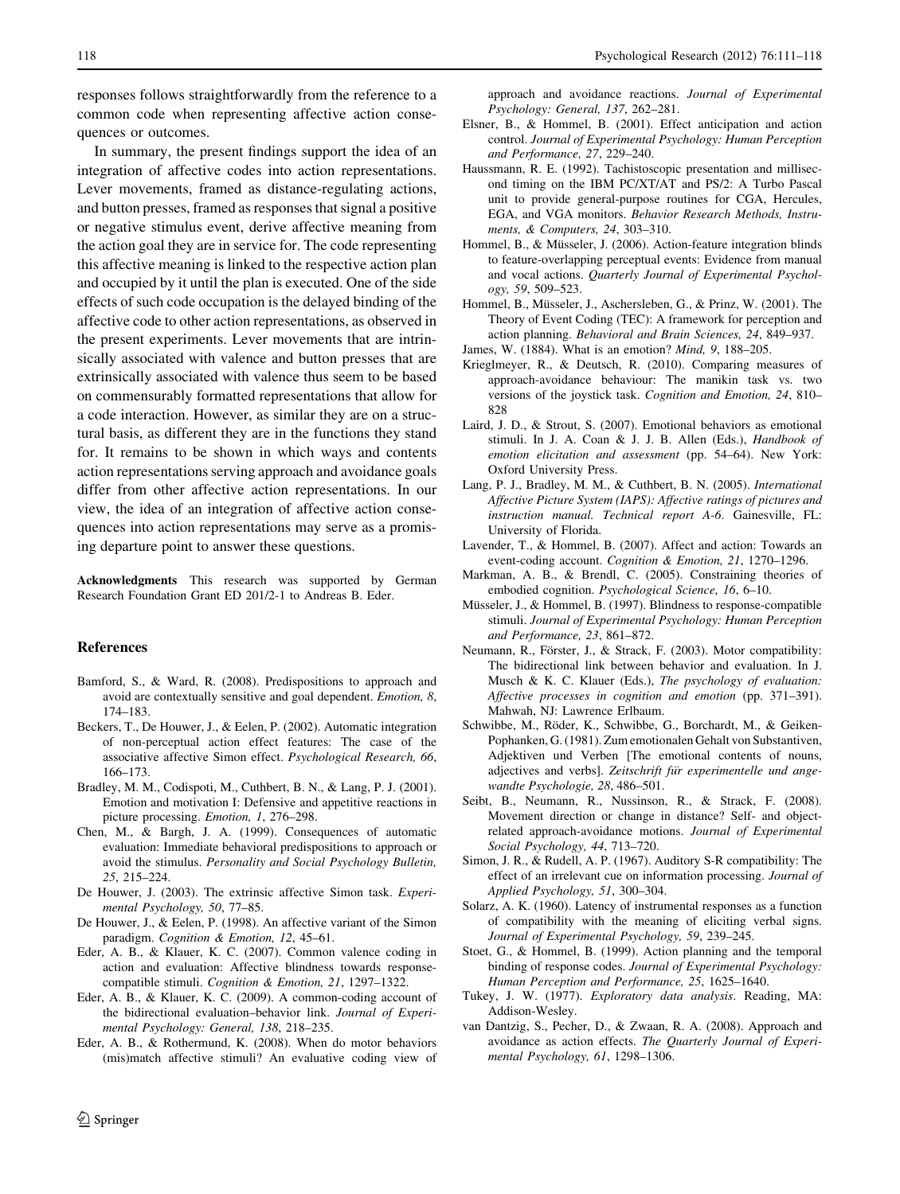responses follows straightforwardly from the reference to a common code when representing affective action consequences or outcomes.

In summary, the present findings support the idea of an integration of affective codes into action representations. Lever movements, framed as distance-regulating actions, and button presses, framed as responses that signal a positive or negative stimulus event, derive affective meaning from the action goal they are in service for. The code representing this affective meaning is linked to the respective action plan and occupied by it until the plan is executed. One of the side effects of such code occupation is the delayed binding of the affective code to other action representations, as observed in the present experiments. Lever movements that are intrinsically associated with valence and button presses that are extrinsically associated with valence thus seem to be based on commensurably formatted representations that allow for a code interaction. However, as similar they are on a structural basis, as different they are in the functions they stand for. It remains to be shown in which ways and contents action representations serving approach and avoidance goals differ from other affective action representations. In our view, the idea of an integration of affective action consequences into action representations may serve as a promising departure point to answer these questions.

**Acknowledgments** This research was supported by German Research Foundation Grant ED 201/2-1 to Andreas B. Eder.

## References

Bamford, S., & Ward, R. (2008). Predispositions to approach and avoid are contextually sensitive and goal dependent. *Emotion, 8*, 174–183.

Beckers, T., De Houwer, J., & Eelen, P. (2002). Automatic integration of non-perceptual action effect features: The case of the associative affective Simon effect. *Psychological Research, 66*, 166–173.

Bradley, M. M., Codispoti, M., Cuthbert, B. N., & Lang, P. J. (2001). Emotion and motivation I: Defensive and appetitive reactions in picture processing. *Emotion, 1*, 276–298.

Chen, M., & Bargh, J. A. (1999). Consequences of automatic evaluation: Immediate behavioral predispositions to approach or avoid the stimulus. *Personality and Social Psychology Bulletin, 25*, 215–224.

De Houwer, J. (2003). The extrinsic affective Simon task. *Experimental Psychology, 50*, 77–85.

De Houwer, J., & Eelen, P. (1998). An affective variant of the Simon paradigm. *Cognition & Emotion, 12*, 45–61.

Eder, A. B., & Klauer, K. C. (2007). Common valence coding in action and evaluation: Affective blindness towards response-compatible stimuli. *Cognition & Emotion, 21*, 1297–1322.

Eder, A. B., & Klauer, K. C. (2009). A common-coding account of the bidirectional evaluation–behavior link. *Journal of Experimental Psychology: General, 138*, 218–235.

Eder, A. B., & Rothermund, K. (2008). When do motor behaviors (mis)match affective stimuli? An evaluative coding view of approach and avoidance reactions. *Journal of Experimental Psychology: General, 137*, 262–281.

Elsner, B., & Hommel, B. (2001). Effect anticipation and action control. *Journal of Experimental Psychology: Human Perception and Performance, 27*, 229–240.

Haussmann, R. E. (1992). Tachistoscopic presentation and millisecond timing on the IBM PC/XT/AT and PS/2: A Turbo Pascal unit to provide general-purpose routines for CGA, Hercules, EGA, and VGA monitors. *Behavior Research Methods, Instruments, & Computers, 24*, 303–310.

Hommel, B., & Müsseler, J. (2006). Action-feature integration blinds to feature-overlapping perceptual events: Evidence from manual and vocal actions. *Quarterly Journal of Experimental Psychology, 59*, 509–523.

Hommel, B., Müsseler, J., Aschersleben, G., & Prinz, W. (2001). The Theory of Event Coding (TEC): A framework for perception and action planning. *Behavioral and Brain Sciences, 24*, 849–937.

James, W. (1884). What is an emotion? *Mind, 9*, 188–205.

Krieglmeyer, R., & Deutsch, R. (2010). Comparing measures of approach-avoidance behaviour: The manikin task vs. two versions of the joystick task. *Cognition and Emotion, 24*, 810–828

Laird, J. D., & Strout, S. (2007). Emotional behaviors as emotional stimuli. In J. A. Coan & J. J. B. Allen (Eds.), *Handbook of emotion elicitation and assessment* (pp. 54–64). New York: Oxford University Press.

Lang, P. J., Bradley, M. M., & Cuthbert, B. N. (2005). *International Affective Picture System (IAPS): Affective ratings of pictures and instruction manual. Technical report A-6*. Gainesville, FL: University of Florida.

Lavender, T., & Hommel, B. (2007). Affect and action: Towards an event-coding account. *Cognition & Emotion, 21*, 1270–1296.

Markman, A. B., & Brendl, C. (2005). Constraining theories of embodied cognition. *Psychological Science, 16*, 6–10.

Müsseler, J., & Hommel, B. (1997). Blindness to response-compatible stimuli. *Journal of Experimental Psychology: Human Perception and Performance, 23*, 861–872.

Neumann, R., Förster, J., & Strack, F. (2003). Motor compatibility: The bidirectional link between behavior and evaluation. In J. Musch & K. C. Klauer (Eds.), *The psychology of evaluation: Affective processes in cognition and emotion* (pp. 371–391). Mahwah, NJ: Lawrence Erlbaum.

Schwibbe, M., Röder, K., Schwibbe, G., Borchardt, M., & Geiken-Pophanken, G. (1981). Zum emotionalen Gehalt von Substantiven, Adjektiven und Verben [The emotional contents of nouns, adjectives and verbs]. *Zeitschrift für experimentelle und angewandte Psychologie, 28*, 486–501.

Seibt, B., Neumann, R., Nussinson, R., & Strack, F. (2008). Movement direction or change in distance? Self- and object-related approach-avoidance motions. *Journal of Experimental Social Psychology, 44*, 713–720.

Simon, J. R., & Rudell, A. P. (1967). Auditory S-R compatibility: The effect of an irrelevant cue on information processing. *Journal of Applied Psychology, 51*, 300–304.

Solarz, A. K. (1960). Latency of instrumental responses as a function of compatibility with the meaning of eliciting verbal signs. *Journal of Experimental Psychology, 59*, 239–245.

Stoet, G., & Hommel, B. (1999). Action planning and the temporal binding of response codes. *Journal of Experimental Psychology: Human Perception and Performance, 25*, 1625–1640.

Tukey, J. W. (1977). *Exploratory data analysis*. Reading, MA: Addison-Wesley.

van Dantzig, S., Pecher, D., & Zwaan, R. A. (2008). Approach and avoidance as action effects. *The Quarterly Journal of Experimental Psychology, 61*, 1298–1306.